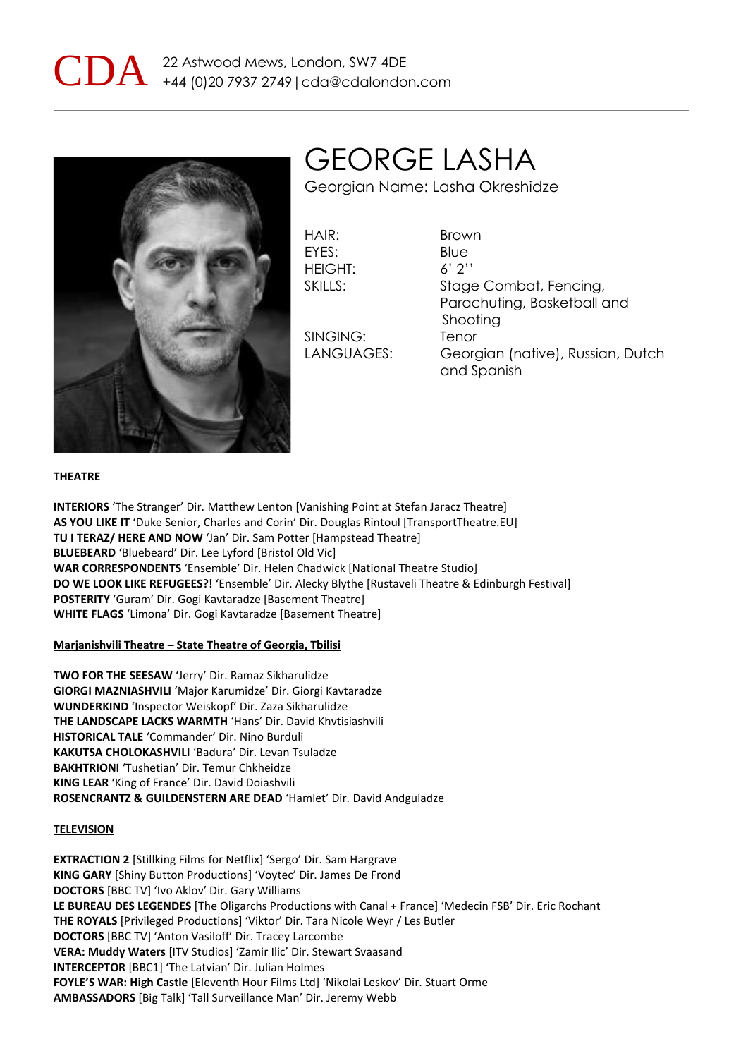CDA 22 Astwood Mews, London, SW7 4DE
+44 (0)20 7937 2749 | cda@cdalondon.com

# GEORGE LASHA

Georgian Name: Lasha Okreshidze

| | |
|---|---|
| HAIR: | Brown |
| EYES: | Blue |
| HEIGHT: | 6' 2'' |
| SKILLS: | Stage Combat, Fencing, Parachuting, Basketball and Shooting |
| SINGING: | Tenor |
| LANGUAGES: | Georgian (native), Russian, Dutch and Spanish |

## THEATRE

**INTERIORS** 'The Stranger' Dir. Matthew Lenton [Vanishing Point at Stefan Jaracz Theatre]
**AS YOU LIKE IT** 'Duke Senior, Charles and Corin' Dir. Douglas Rintoul [TransportTheatre.EU]
**TU I TERAZ/ HERE AND NOW** 'Jan' Dir. Sam Potter [Hampstead Theatre]
**BLUEBEARD** 'Bluebeard' Dir. Lee Lyford [Bristol Old Vic]
**WAR CORRESPONDENTS** 'Ensemble' Dir. Helen Chadwick [National Theatre Studio]
**DO WE LOOK LIKE REFUGEES?!** 'Ensemble' Dir. Alecky Blythe [Rustaveli Theatre & Edinburgh Festival]
**POSTERITY** 'Guram' Dir. Gogi Kavtaradze [Basement Theatre]
**WHITE FLAGS** 'Limona' Dir. Gogi Kavtaradze [Basement Theatre]

### Marjanishvili Theatre – State Theatre of Georgia, Tbilisi

**TWO FOR THE SEESAW** 'Jerry' Dir. Ramaz Sikharulidze
**GIORGI MAZNIASHVILI** 'Major Karumidze' Dir. Giorgi Kavtaradze
**WUNDERKIND** 'Inspector Weiskopf' Dir. Zaza Sikharulidze
**THE LANDSCAPE LACKS WARMTH** 'Hans' Dir. David Khvtisiashvili
**HISTORICAL TALE** 'Commander' Dir. Nino Burduli
**KAKUTSA CHOLOKASHVILI** 'Badura' Dir. Levan Tsuladze
**BAKHTRIONI** 'Tushetian' Dir. Temur Chkheidze
**KING LEAR** 'King of France' Dir. David Doiashvili
**ROSENCRANTZ & GUILDENSTERN ARE DEAD** 'Hamlet' Dir. David Andguladze

## TELEVISION

**EXTRACTION 2** [Stillking Films for Netflix] 'Sergo' Dir. Sam Hargrave
**KING GARY** [Shiny Button Productions] 'Voytec' Dir. James De Frond
**DOCTORS** [BBC TV] 'Ivo Aklov' Dir. Gary Williams
**LE BUREAU DES LEGENDES** [The Oligarchs Productions with Canal + France] 'Medecin FSB' Dir. Eric Rochant
**THE ROYALS** [Privileged Productions] 'Viktor' Dir. Tara Nicole Weyr / Les Butler
**DOCTORS** [BBC TV] 'Anton Vasiloff' Dir. Tracey Larcombe
**VERA: Muddy Waters** [ITV Studios] 'Zamir Ilic' Dir. Stewart Svaasand
**INTERCEPTOR** [BBC1] 'The Latvian' Dir. Julian Holmes
**FOYLE'S WAR: High Castle** [Eleventh Hour Films Ltd] 'Nikolai Leskov' Dir. Stuart Orme
**AMBASSADORS** [Big Talk] 'Tall Surveillance Man' Dir. Jeremy Webb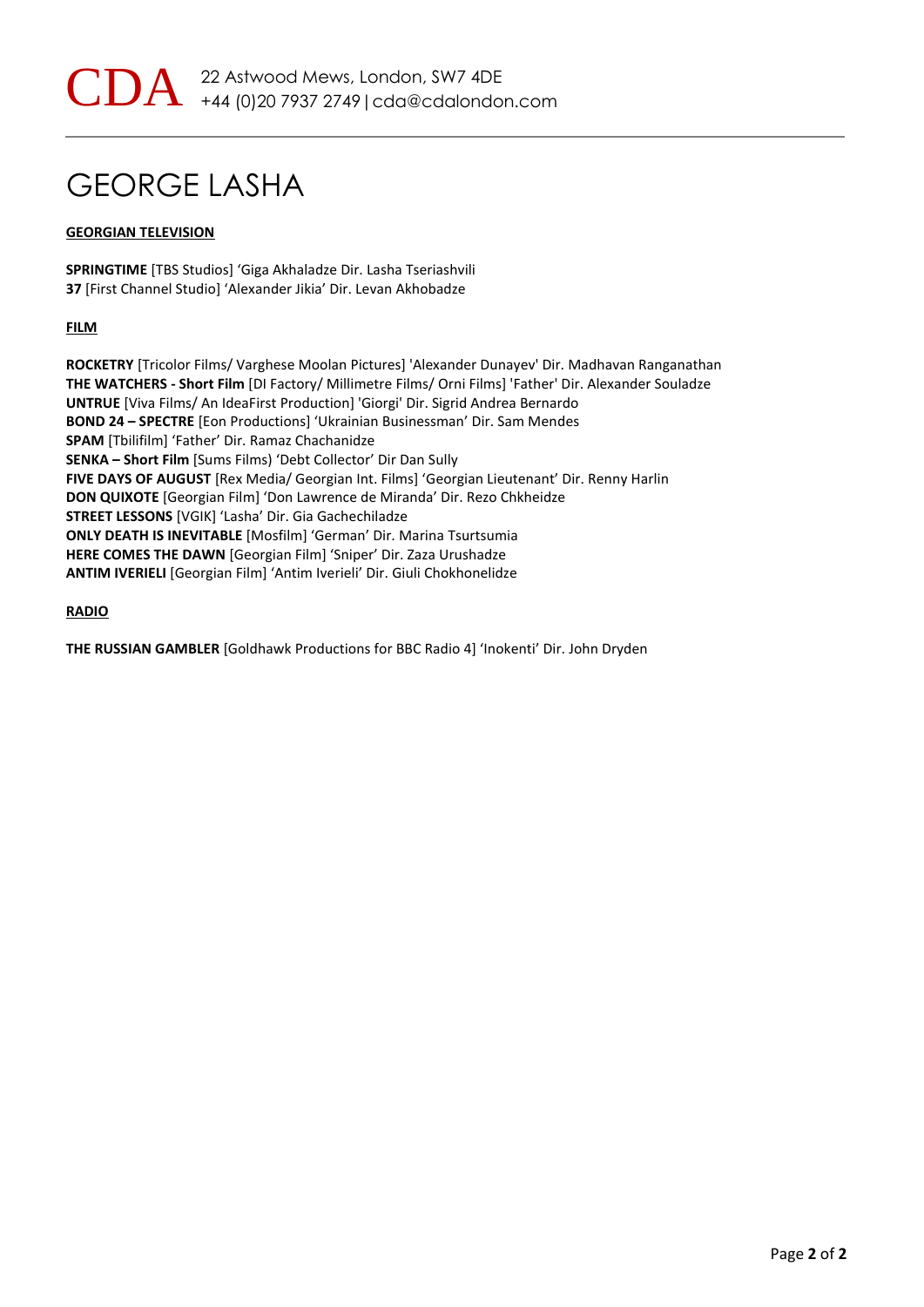CDA 22 Astwood Mews, London, SW7 4DE
+44 (0)20 7937 2749 | cda@cdalondon.com

# GEORGE LASHA

**GEORGIAN TELEVISION**

**SPRINGTIME** [TBS Studios] 'Giga Akhaladze Dir. Lasha Tseriashvili
**37** [First Channel Studio] 'Alexander Jikia' Dir. Levan Akhobadze

**FILM**

**ROCKETRY** [Tricolor Films/ Varghese Moolan Pictures] 'Alexander Dunayev' Dir. Madhavan Ranganathan
**THE WATCHERS - Short Film** [DI Factory/ Millimetre Films/ Orni Films] 'Father' Dir. Alexander Souladze
**UNTRUE** [Viva Films/ An IdeaFirst Production] 'Giorgi' Dir. Sigrid Andrea Bernardo
**BOND 24 – SPECTRE** [Eon Productions] 'Ukrainian Businessman' Dir. Sam Mendes
**SPAM** [Tbilifilm] 'Father' Dir. Ramaz Chachanidze
**SENKA – Short Film** [Sums Films) 'Debt Collector' Dir Dan Sully
**FIVE DAYS OF AUGUST** [Rex Media/ Georgian Int. Films] 'Georgian Lieutenant' Dir. Renny Harlin
**DON QUIXOTE** [Georgian Film] 'Don Lawrence de Miranda' Dir. Rezo Chkheidze
**STREET LESSONS** [VGIK] 'Lasha' Dir. Gia Gachechiladze
**ONLY DEATH IS INEVITABLE** [Mosfilm] 'German' Dir. Marina Tsurtsumia
**HERE COMES THE DAWN** [Georgian Film] 'Sniper' Dir. Zaza Urushadze
**ANTIM IVERIELI** [Georgian Film] 'Antim Iverieli' Dir. Giuli Chokhonelidze

**RADIO**

**THE RUSSIAN GAMBLER** [Goldhawk Productions for BBC Radio 4] 'Inokenti' Dir. John Dryden